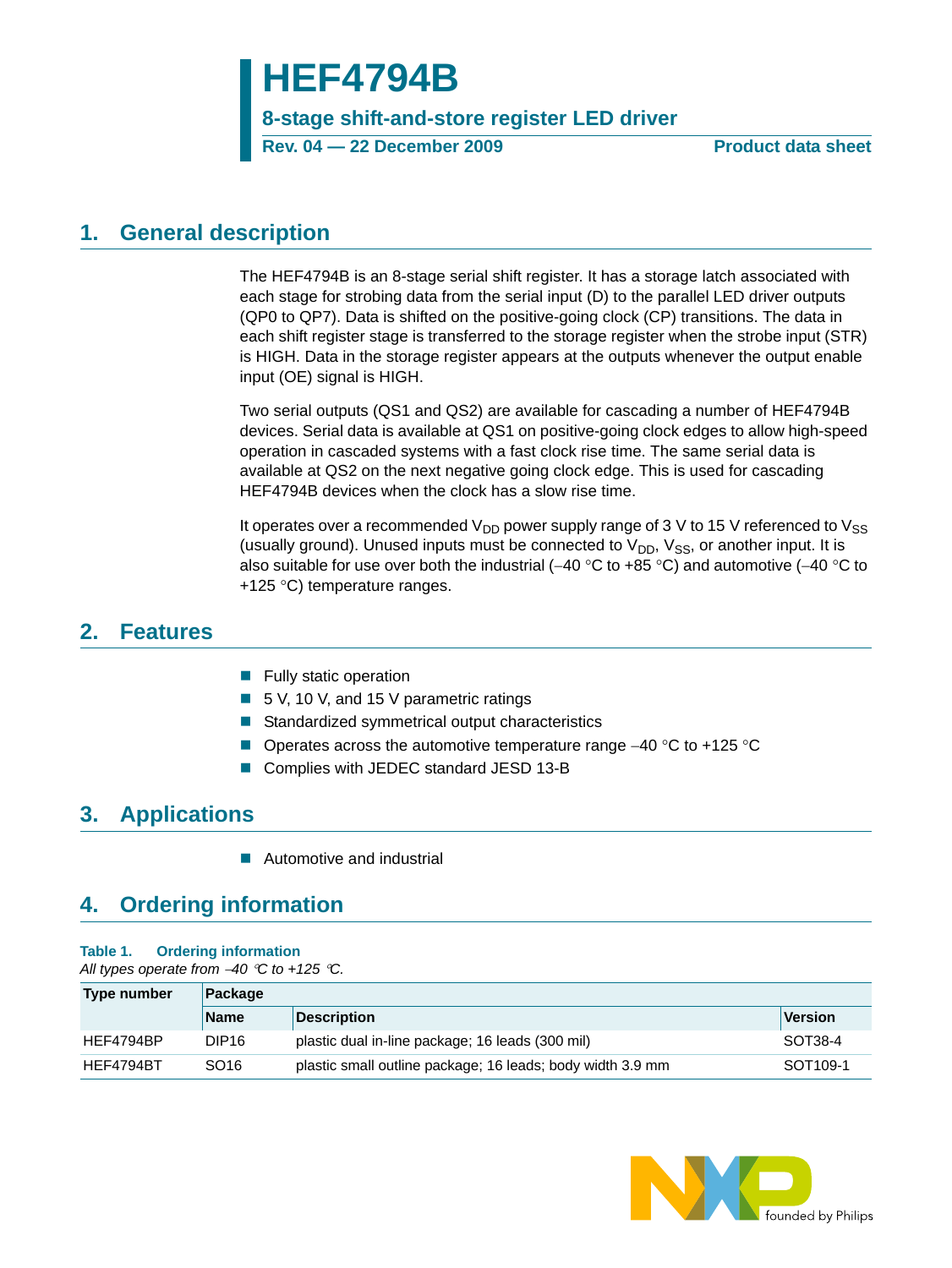# HEF4794B

## 8-stage shift-and-store register LED driver

**Rev. 04 — 22 December 2009** **Product data sheet**

## 1. General description

The HEF4794B is an 8-stage serial shift register. It has a storage latch associated with each stage for strobing data from the serial input (D) to the parallel LED driver outputs (QP0 to QP7). Data is shifted on the positive-going clock (CP) transitions. The data in each shift register stage is transferred to the storage register when the strobe input (STR) is HIGH. Data in the storage register appears at the outputs whenever the output enable input (OE) signal is HIGH.

Two serial outputs (QS1 and QS2) are available for cascading a number of HEF4794B devices. Serial data is available at QS1 on positive-going clock edges to allow high-speed operation in cascaded systems with a fast clock rise time. The same serial data is available at QS2 on the next negative going clock edge. This is used for cascading HEF4794B devices when the clock has a slow rise time.

It operates over a recommended $V_{DD}$ power supply range of 3 V to 15 V referenced to $V_{SS}$ (usually ground). Unused inputs must be connected to $V_{DD}$, $V_{SS}$, or another input. It is also suitable for use over both the industrial (–40 °C to +85 °C) and automotive (–40 °C to +125 °C) temperature ranges.

## 2. Features

- Fully static operation
- 5 V, 10 V, and 15 V parametric ratings
- Standardized symmetrical output characteristics
- Operates across the automotive temperature range –40 °C to +125 °C
- Complies with JEDEC standard JESD 13-B

## 3. Applications

- Automotive and industrial

## 4. Ordering information

**Table 1. Ordering information**

*All types operate from –40 °C to +125 °C.*

| Type number | Package | | |
|---|---|---|---|
| | Name | Description | Version |
| HEF4794BP | DIP16 | plastic dual in-line package; 16 leads (300 mil) | SOT38-4 |
| HEF4794BT | SO16 | plastic small outline package; 16 leads; body width 3.9 mm | SOT109-1 |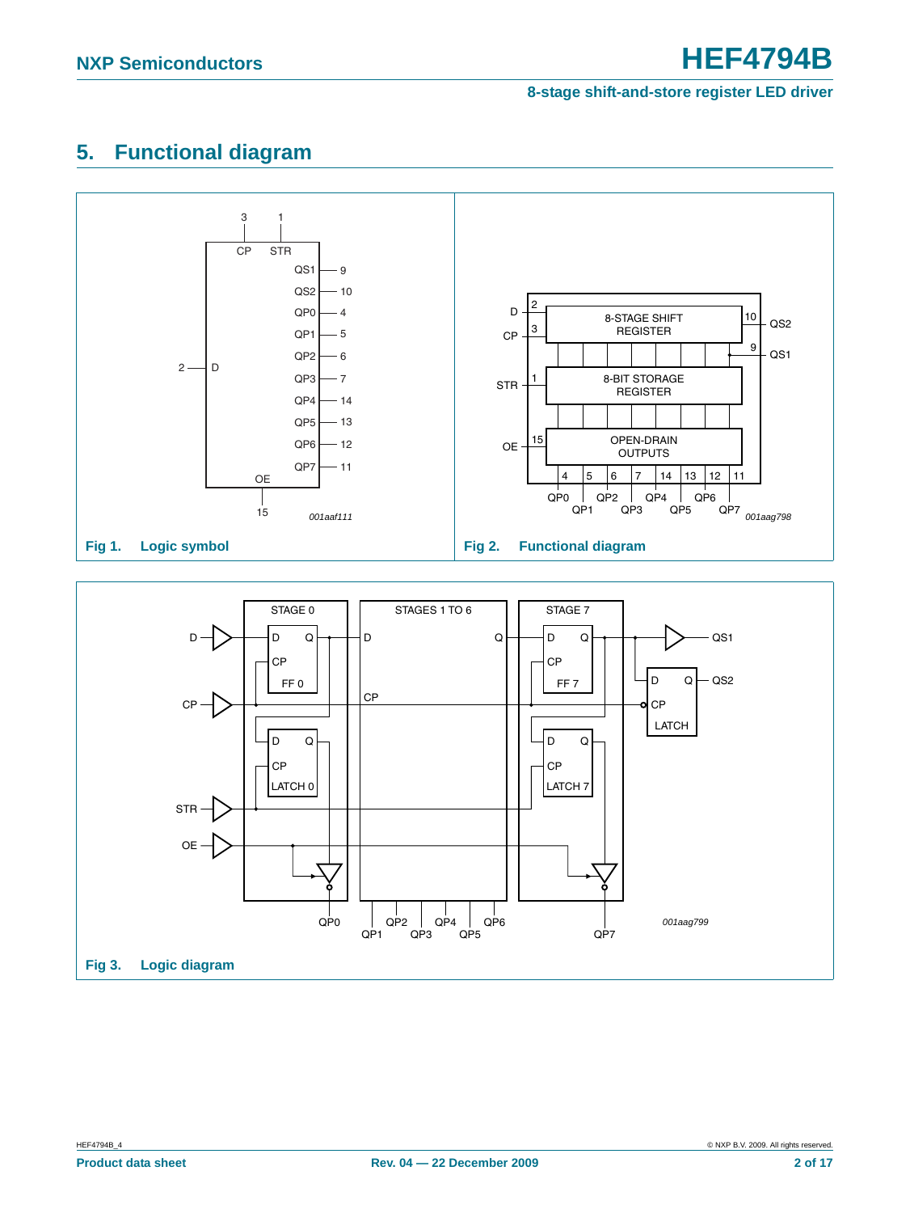## 5. Functional diagram

3 1

CP STR

QS1 9
QS2 10
QP0 4
QP1 5
QP2 6
2 D
QP3 7
QP4 14
QP5 13
QP6 12
QP7 11
OE

15

001aaf111

Fig 1. Logic symbol

D 2
CP 3
8-STAGE SHIFT REGISTER
10 QS2
9 QS1
STR 1
8-BIT STORAGE REGISTER
OE 15
OPEN-DRAIN OUTPUTS
4 5 6 7 14 13 12 11
QP0 QP1 QP2 QP3 QP4 QP5 QP6 QP7

001aag798

Fig 2. Functional diagram

STAGE 0
STAGES 1 TO 6
STAGE 7
D
CP
STR
OE
D Q CP FF 0
D Q CP LATCH 0
D Q CP FF 7
D Q CP LATCH 7
D Q CP LATCH
QS1
QS2
QP0
QP1 QP2 QP3 QP4 QP5 QP6
QP7

001aag799

Fig 3. Logic diagram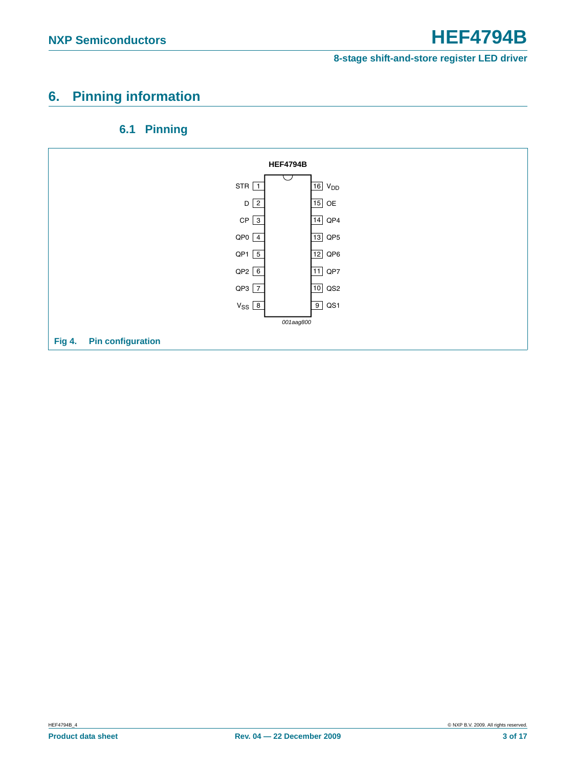## 6. Pinning information

### 6.1 Pinning

HEF4794B

| Pin label | Pin | Pin | Pin label |
|---|---|---|---|
| STR | 1 | 16 | $V_{DD}$ |
| D | 2 | 15 | OE |
| CP | 3 | 14 | QP4 |
| QP0 | 4 | 13 | QP5 |
| QP1 | 5 | 12 | QP6 |
| QP2 | 6 | 11 | QP7 |
| QP3 | 7 | 10 | QS2 |
| $V_{SS}$ | 8 | 9 | QS1 |

*001aag800*

**Fig 4. Pin configuration**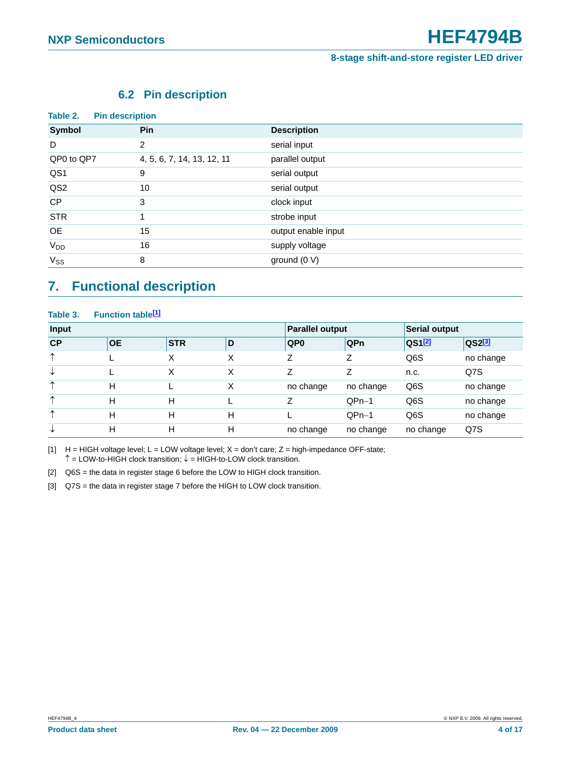### 6.2 Pin description

**Table 2. Pin description**

| Symbol | Pin | Description |
|---|---|---|
| D | 2 | serial input |
| QP0 to QP7 | 4, 5, 6, 7, 14, 13, 12, 11 | parallel output |
| QS1 | 9 | serial output |
| QS2 | 10 | serial output |
| CP | 3 | clock input |
| STR | 1 | strobe input |
| OE | 15 | output enable input |
| $V_{DD}$ | 16 | supply voltage |
| $V_{SS}$ | 8 | ground (0 V) |

## 7. Functional description

**Table 3. Function table[1]**

| Input | | | | Parallel output | | Serial output | |
|---|---|---|---|---|---|---|---|
| CP | OE | STR | D | QP0 | QPn | QS1[2] | QS2[3] |
| ↑ | L | X | X | Z | Z | Q6S | no change |
| ↓ | L | X | X | Z | Z | n.c. | Q7S |
| ↑ | H | L | X | no change | no change | Q6S | no change |
| ↑ | H | H | L | Z | QPn−1 | Q6S | no change |
| ↑ | H | H | H | L | QPn−1 | Q6S | no change |
| ↓ | H | H | H | no change | no change | no change | Q7S |

[1] H = HIGH voltage level; L = LOW voltage level; X = don't care; Z = high-impedance OFF-state; ↑ = LOW-to-HIGH clock transition; ↓ = HIGH-to-LOW clock transition.

[2] Q6S = the data in register stage 6 before the LOW to HIGH clock transition.

[3] Q7S = the data in register stage 7 before the HIGH to LOW clock transition.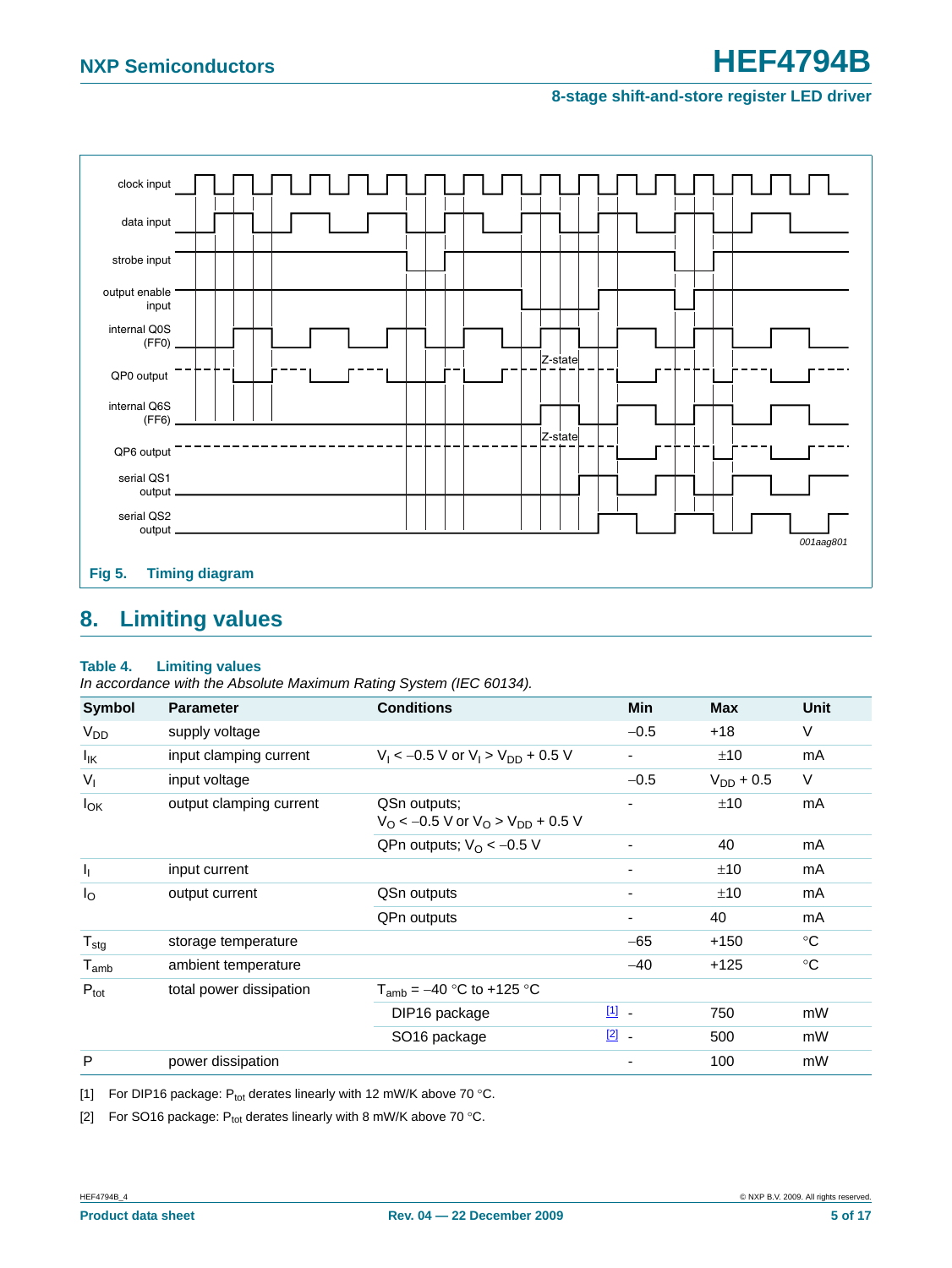clock input

data input

strobe input

output enable input

internal Q0S (FF0)

QP0 output

Z-state

internal Q6S (FF6)

QP6 output

Z-state

serial QS1 output

serial QS2 output

001aag801

**Fig 5. Timing diagram**

## 8. Limiting values

**Table 4. Limiting values**

*In accordance with the Absolute Maximum Rating System (IEC 60134).*

| Symbol | Parameter | Conditions | Min | Max | Unit |
|---|---|---|---|---|---|
| $V_{DD}$ | supply voltage | | −0.5 | +18 | V |
| $I_{IK}$ | input clamping current | $V_I < -0.5$ V or $V_I > V_{DD} + 0.5$ V | - | ±10 | mA |
| $V_I$ | input voltage | | −0.5 | $V_{DD} + 0.5$ | V |
| $I_{OK}$ | output clamping current | QSn outputs; $V_O < -0.5$ V or $V_O > V_{DD} + 0.5$ V | - | ±10 | mA |
| | | QPn outputs; $V_O < -0.5$ V | - | 40 | mA |
| $I_I$ | input current | | - | ±10 | mA |
| $I_O$ | output current | QSn outputs | - | ±10 | mA |
| | | QPn outputs | - | 40 | mA |
| $T_{stg}$ | storage temperature | | −65 | +150 | °C |
| $T_{amb}$ | ambient temperature | | −40 | +125 | °C |
| $P_{tot}$ | total power dissipation | $T_{amb} = -40$ °C to +125 °C | | | |
| | | DIP16 package [1] | - | 750 | mW |
| | | SO16 package [2] | - | 500 | mW |
| P | power dissipation | | - | 100 | mW |

[1] For DIP16 package: $P_{tot}$ derates linearly with 12 mW/K above 70 °C.

[2] For SO16 package: $P_{tot}$ derates linearly with 8 mW/K above 70 °C.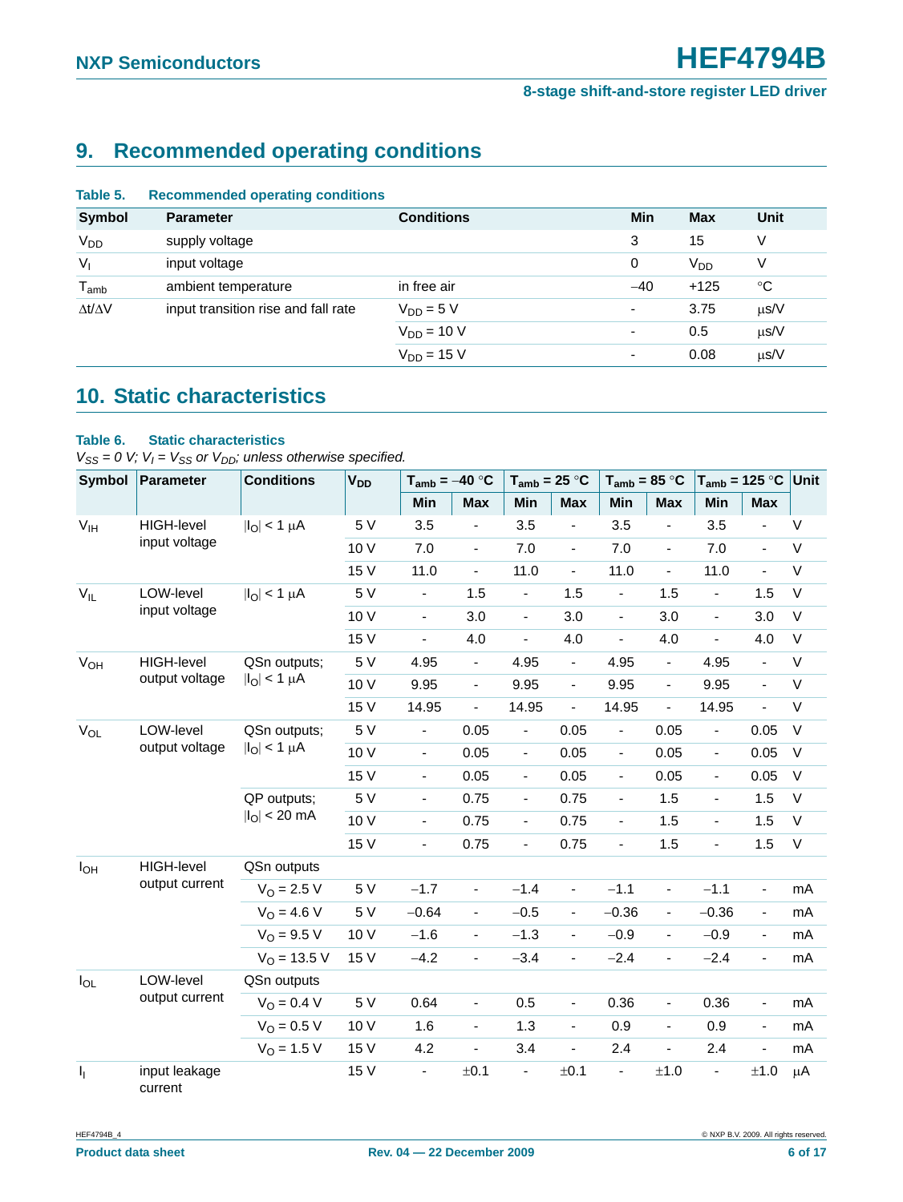## 9. Recommended operating conditions

**Table 5. Recommended operating conditions**

| Symbol | Parameter | Conditions | Min | Max | Unit |
|---|---|---|---|---|---|
| $V_{DD}$ | supply voltage | | 3 | 15 | V |
| $V_I$ | input voltage | | 0 | $V_{DD}$ | V |
| $T_{amb}$ | ambient temperature | in free air | −40 | +125 | °C |
| $\Delta t/\Delta V$ | input transition rise and fall rate | $V_{DD}$ = 5 V | - | 3.75 | μs/V |
| | | $V_{DD}$ = 10 V | - | 0.5 | μs/V |
| | | $V_{DD}$ = 15 V | - | 0.08 | μs/V |

## 10. Static characteristics

**Table 6. Static characteristics**

*$V_{SS}$ = 0 V; $V_I$ = $V_{SS}$ or $V_{DD}$; unless otherwise specified.*

| Symbol | Parameter | Conditions | $V_{DD}$ | $T_{amb}$ = −40 °C | | $T_{amb}$ = 25 °C | | $T_{amb}$ = 85 °C | | $T_{amb}$ = 125 °C | | Unit |
|---|---|---|---|---|---|---|---|---|---|---|---|---|
| | | | | Min | Max | Min | Max | Min | Max | Min | Max | |
| $V_{IH}$ | HIGH-level input voltage | $\lvert I_O \rvert$ < 1 μA | 5 V | 3.5 | - | 3.5 | - | 3.5 | - | 3.5 | - | V |
| | | | 10 V | 7.0 | - | 7.0 | - | 7.0 | - | 7.0 | - | V |
| | | | 15 V | 11.0 | - | 11.0 | - | 11.0 | - | 11.0 | - | V |
| $V_{IL}$ | LOW-level input voltage | $\lvert I_O \rvert$ < 1 μA | 5 V | - | 1.5 | - | 1.5 | - | 1.5 | - | 1.5 | V |
| | | | 10 V | - | 3.0 | - | 3.0 | - | 3.0 | - | 3.0 | V |
| | | | 15 V | - | 4.0 | - | 4.0 | - | 4.0 | - | 4.0 | V |
| $V_{OH}$ | HIGH-level output voltage | QSn outputs; $\lvert I_O \rvert$ < 1 μA | 5 V | 4.95 | - | 4.95 | - | 4.95 | - | 4.95 | - | V |
| | | | 10 V | 9.95 | - | 9.95 | - | 9.95 | - | 9.95 | - | V |
| | | | 15 V | 14.95 | - | 14.95 | - | 14.95 | - | 14.95 | - | V |
| $V_{OL}$ | LOW-level output voltage | QSn outputs; $\lvert I_O \rvert$ < 1 μA | 5 V | - | 0.05 | - | 0.05 | - | 0.05 | - | 0.05 | V |
| | | | 10 V | - | 0.05 | - | 0.05 | - | 0.05 | - | 0.05 | V |
| | | | 15 V | - | 0.05 | - | 0.05 | - | 0.05 | - | 0.05 | V |
| | | QP outputs; $\lvert I_O \rvert$ < 20 mA | 5 V | - | 0.75 | - | 0.75 | - | 1.5 | - | 1.5 | V |
| | | | 10 V | - | 0.75 | - | 0.75 | - | 1.5 | - | 1.5 | V |
| | | | 15 V | - | 0.75 | - | 0.75 | - | 1.5 | - | 1.5 | V |
| $I_{OH}$ | HIGH-level output current | QSn outputs | | | | | | | | | | |
| | | $V_O$ = 2.5 V | 5 V | −1.7 | - | −1.4 | - | −1.1 | - | −1.1 | - | mA |
| | | $V_O$ = 4.6 V | 5 V | −0.64 | - | −0.5 | - | −0.36 | - | −0.36 | - | mA |
| | | $V_O$ = 9.5 V | 10 V | −1.6 | - | −1.3 | - | −0.9 | - | −0.9 | - | mA |
| | | $V_O$ = 13.5 V | 15 V | −4.2 | - | −3.4 | - | −2.4 | - | −2.4 | - | mA |
| $I_{OL}$ | LOW-level output current | QSn outputs | | | | | | | | | | |
| | | $V_O$ = 0.4 V | 5 V | 0.64 | - | 0.5 | - | 0.36 | - | 0.36 | - | mA |
| | | $V_O$ = 0.5 V | 10 V | 1.6 | - | 1.3 | - | 0.9 | - | 0.9 | - | mA |
| | | $V_O$ = 1.5 V | 15 V | 4.2 | - | 3.4 | - | 2.4 | - | 2.4 | - | mA |
| $I_I$ | input leakage current | | 15 V | - | ±0.1 | - | ±0.1 | - | ±1.0 | - | ±1.0 | μA |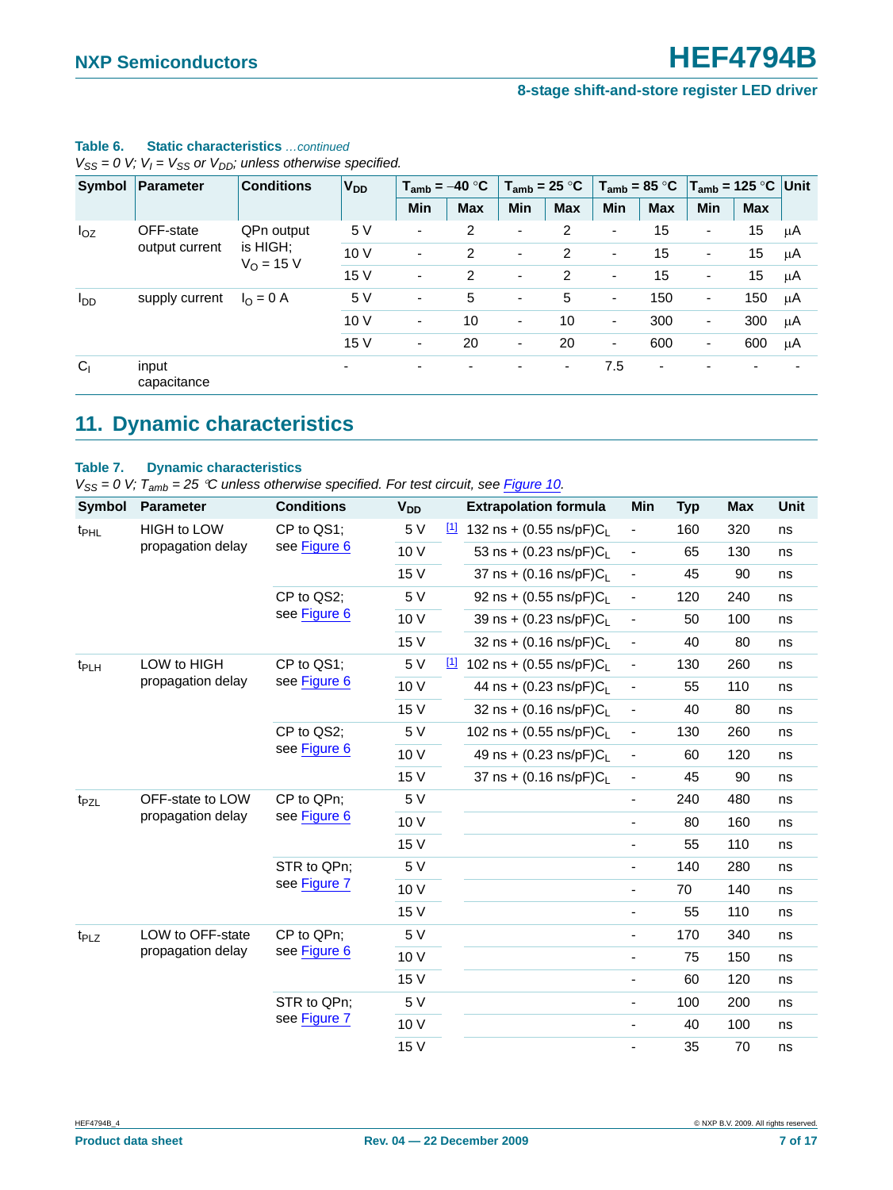**Table 6. Static characteristics** *...continued*

*$V_{SS}$ = 0 V; $V_I$ = $V_{SS}$ or $V_{DD}$; unless otherwise specified.*

| Symbol | Parameter | Conditions | $V_{DD}$ | $T_{amb}$ = −40 °C | | $T_{amb}$ = 25 °C | | $T_{amb}$ = 85 °C | | $T_{amb}$ = 125 °C | | Unit |
|---|---|---|---|---|---|---|---|---|---|---|---|---|
| | | | | Min | Max | Min | Max | Min | Max | Min | Max | |
| $I_{OZ}$ | OFF-state output current | QPn output is HIGH; $V_O$ = 15 V | 5 V | - | 2 | - | 2 | - | 15 | - | 15 | μA |
| | | | 10 V | - | 2 | - | 2 | - | 15 | - | 15 | μA |
| | | | 15 V | - | 2 | - | 2 | - | 15 | - | 15 | μA |
| $I_{DD}$ | supply current | $I_O$ = 0 A | 5 V | - | 5 | - | 5 | - | 150 | - | 150 | μA |
| | | | 10 V | - | 10 | - | 10 | - | 300 | - | 300 | μA |
| | | | 15 V | - | 20 | - | 20 | - | 600 | - | 600 | μA |
| $C_I$ | input capacitance | | - | - | - | - | - | 7.5 | - | - | - | - |

## 11. Dynamic characteristics

**Table 7. Dynamic characteristics**

*$V_{SS}$ = 0 V; $T_{amb}$ = 25 °C unless otherwise specified. For test circuit, see Figure 10.*

| Symbol | Parameter | Conditions | $V_{DD}$ | | Extrapolation formula | Min | Typ | Max | Unit |
|---|---|---|---|---|---|---|---|---|---|
| $t_{PHL}$ | HIGH to LOW propagation delay | CP to QS1; see Figure 6 | 5 V | [1] | 132 ns + (0.55 ns/pF)$C_L$ | - | 160 | 320 | ns |
| | | | 10 V | | 53 ns + (0.23 ns/pF)$C_L$ | - | 65 | 130 | ns |
| | | | 15 V | | 37 ns + (0.16 ns/pF)$C_L$ | - | 45 | 90 | ns |
| | | CP to QS2; see Figure 6 | 5 V | | 92 ns + (0.55 ns/pF)$C_L$ | - | 120 | 240 | ns |
| | | | 10 V | | 39 ns + (0.23 ns/pF)$C_L$ | - | 50 | 100 | ns |
| | | | 15 V | | 32 ns + (0.16 ns/pF)$C_L$ | - | 40 | 80 | ns |
| $t_{PLH}$ | LOW to HIGH propagation delay | CP to QS1; see Figure 6 | 5 V | [1] | 102 ns + (0.55 ns/pF)$C_L$ | - | 130 | 260 | ns |
| | | | 10 V | | 44 ns + (0.23 ns/pF)$C_L$ | - | 55 | 110 | ns |
| | | | 15 V | | 32 ns + (0.16 ns/pF)$C_L$ | - | 40 | 80 | ns |
| | | CP to QS2; see Figure 6 | 5 V | | 102 ns + (0.55 ns/pF)$C_L$ | - | 130 | 260 | ns |
| | | | 10 V | | 49 ns + (0.23 ns/pF)$C_L$ | - | 60 | 120 | ns |
| | | | 15 V | | 37 ns + (0.16 ns/pF)$C_L$ | - | 45 | 90 | ns |
| $t_{PZL}$ | OFF-state to LOW propagation delay | CP to QPn; see Figure 6 | 5 V | | | - | 240 | 480 | ns |
| | | | 10 V | | | - | 80 | 160 | ns |
| | | | 15 V | | | - | 55 | 110 | ns |
| | | STR to QPn; see Figure 7 | 5 V | | | - | 140 | 280 | ns |
| | | | 10 V | | | - | 70 | 140 | ns |
| | | | 15 V | | | - | 55 | 110 | ns |
| $t_{PLZ}$ | LOW to OFF-state propagation delay | CP to QPn; see Figure 6 | 5 V | | | - | 170 | 340 | ns |
| | | | 10 V | | | - | 75 | 150 | ns |
| | | | 15 V | | | - | 60 | 120 | ns |
| | | STR to QPn; see Figure 7 | 5 V | | | - | 100 | 200 | ns |
| | | | 10 V | | | - | 40 | 100 | ns |
| | | | 15 V | | | - | 35 | 70 | ns |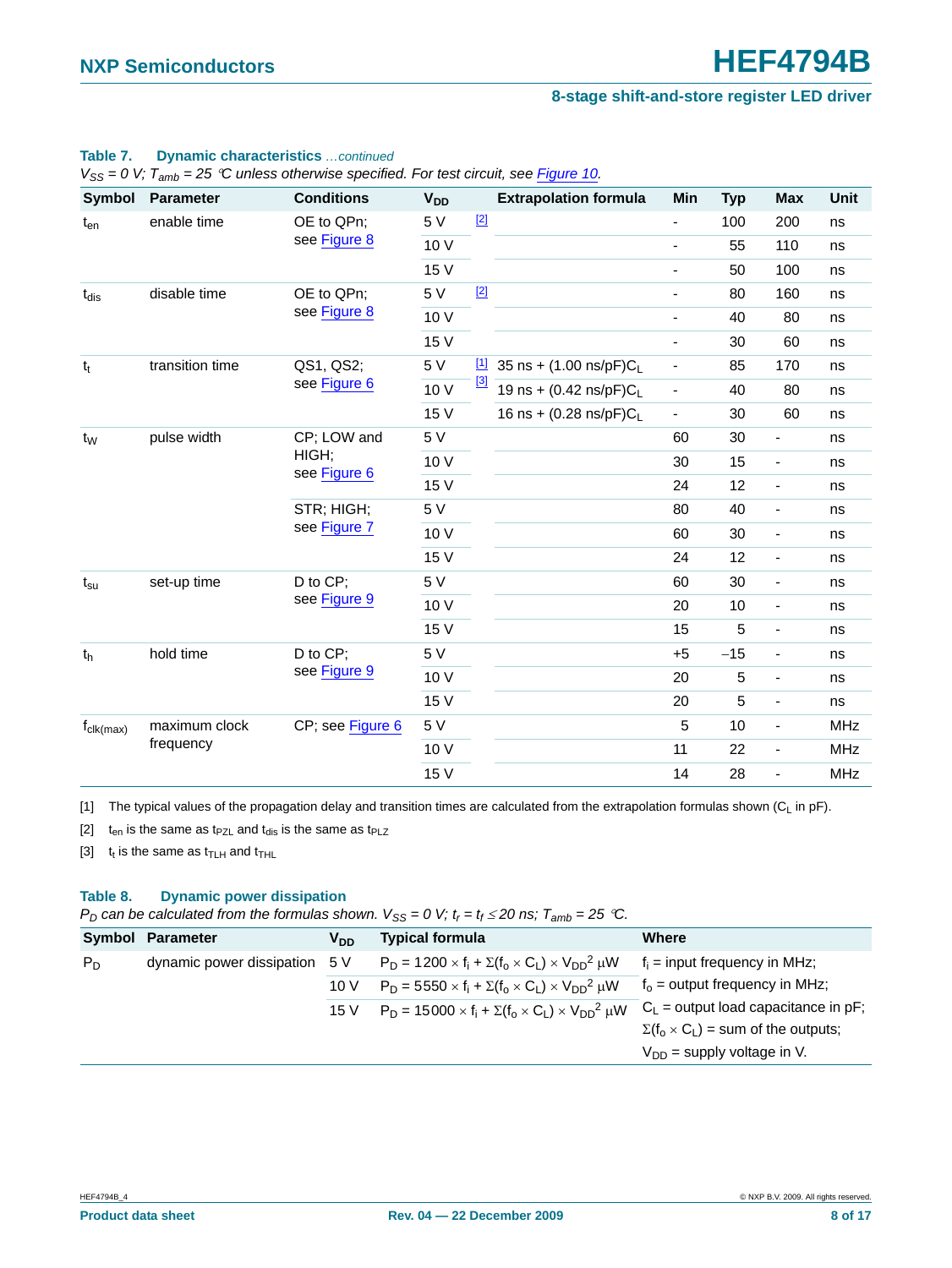**Table 7. Dynamic characteristics** *...continued*

*$V_{SS}$ = 0 V; $T_{amb}$ = 25 °C unless otherwise specified. For test circuit, see Figure 10.*

| Symbol | Parameter | Conditions | $V_{DD}$ | | Extrapolation formula | Min | Typ | Max | Unit |
|---|---|---|---|---|---|---|---|---|---|
| $t_{en}$ | enable time | OE to QPn; see Figure 8 | 5 V | [2] | | - | 100 | 200 | ns |
| | | | 10 V | | | - | 55 | 110 | ns |
| | | | 15 V | | | - | 50 | 100 | ns |
| $t_{dis}$ | disable time | OE to QPn; see Figure 8 | 5 V | [2] | | - | 80 | 160 | ns |
| | | | 10 V | | | - | 40 | 80 | ns |
| | | | 15 V | | | - | 30 | 60 | ns |
| $t_t$ | transition time | QS1, QS2; see Figure 6 | 5 V | [1] [3] | 35 ns + (1.00 ns/pF)$C_L$ | - | 85 | 170 | ns |
| | | | 10 V | | 19 ns + (0.42 ns/pF)$C_L$ | - | 40 | 80 | ns |
| | | | 15 V | | 16 ns + (0.28 ns/pF)$C_L$ | - | 30 | 60 | ns |
| $t_W$ | pulse width | CP; LOW and HIGH; see Figure 6 | 5 V | | | 60 | 30 | - | ns |
| | | | 10 V | | | 30 | 15 | - | ns |
| | | | 15 V | | | 24 | 12 | - | ns |
| | | STR; HIGH; see Figure 7 | 5 V | | | 80 | 40 | - | ns |
| | | | 10 V | | | 60 | 30 | - | ns |
| | | | 15 V | | | 24 | 12 | - | ns |
| $t_{su}$ | set-up time | D to CP; see Figure 9 | 5 V | | | 60 | 30 | - | ns |
| | | | 10 V | | | 20 | 10 | - | ns |
| | | | 15 V | | | 15 | 5 | - | ns |
| $t_h$ | hold time | D to CP; see Figure 9 | 5 V | | | +5 | −15 | - | ns |
| | | | 10 V | | | 20 | 5 | - | ns |
| | | | 15 V | | | 20 | 5 | - | ns |
| $f_{clk(max)}$ | maximum clock frequency | CP; see Figure 6 | 5 V | | | 5 | 10 | - | MHz |
| | | | 10 V | | | 11 | 22 | - | MHz |
| | | | 15 V | | | 14 | 28 | - | MHz |

[1] The typical values of the propagation delay and transition times are calculated from the extrapolation formulas shown ($C_L$ in pF).

[2] $t_{en}$ is the same as $t_{PZL}$ and $t_{dis}$ is the same as $t_{PLZ}$

[3] $t_t$ is the same as $t_{TLH}$ and $t_{THL}$

**Table 8. Dynamic power dissipation**

*$P_D$ can be calculated from the formulas shown. $V_{SS}$ = 0 V; $t_r = t_f \leq 20$ ns; $T_{amb}$ = 25 °C.*

| Symbol | Parameter | $V_{DD}$ | Typical formula | Where |
|---|---|---|---|---|
| $P_D$ | dynamic power dissipation | 5 V | $P_D = 1200 \times f_i + \Sigma(f_o \times C_L) \times V_{DD}^2$ µW | $f_i$ = input frequency in MHz; |
| | | 10 V | $P_D = 5550 \times f_i + \Sigma(f_o \times C_L) \times V_{DD}^2$ µW | $f_o$ = output frequency in MHz; |
| | | 15 V | $P_D = 15000 \times f_i + \Sigma(f_o \times C_L) \times V_{DD}^2$ µW | $C_L$ = output load capacitance in pF; |
| | | | | $\Sigma(f_o \times C_L)$ = sum of the outputs; |
| | | | | $V_{DD}$ = supply voltage in V. |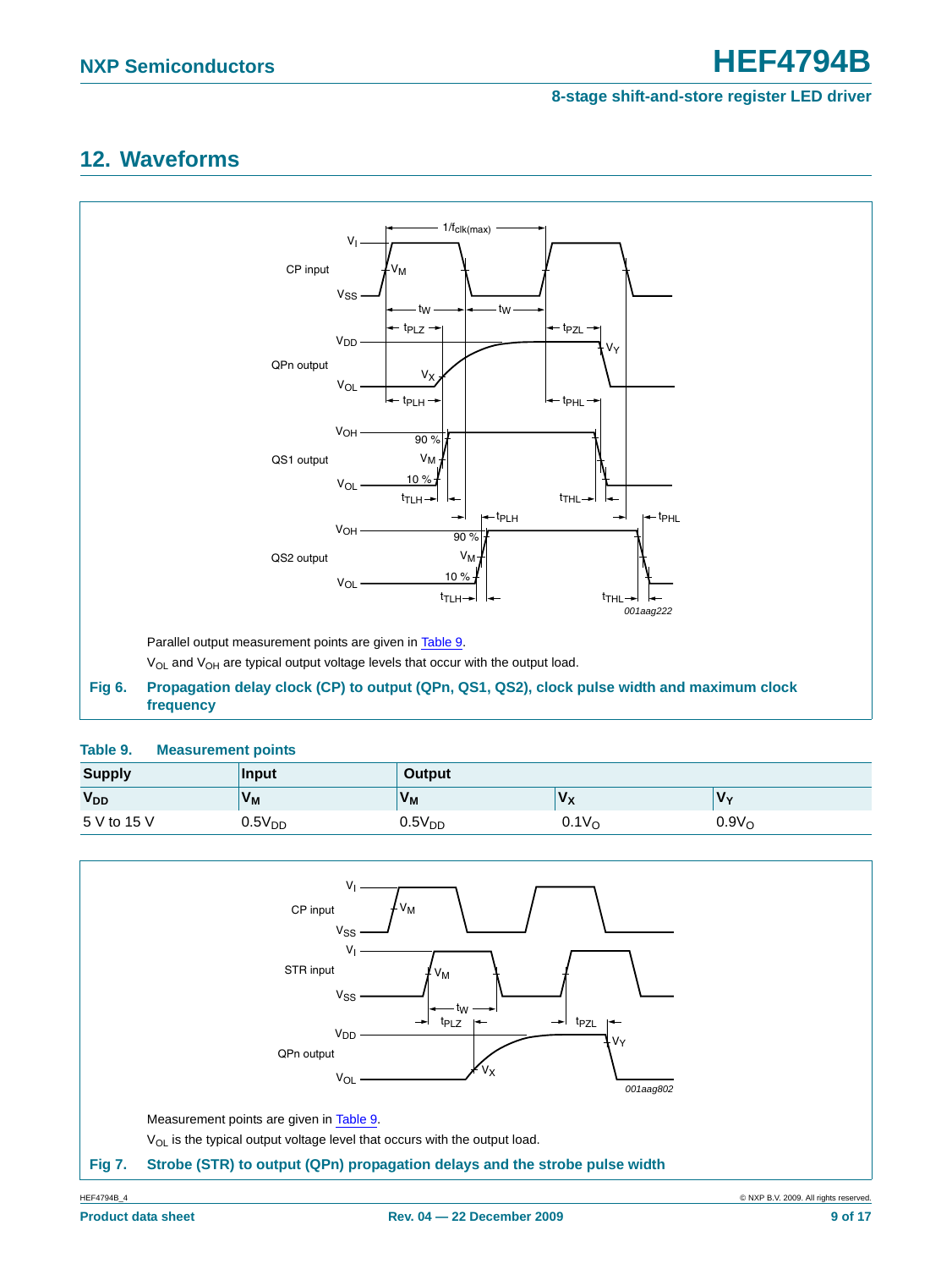## 12. Waveforms

$V_I$

CP input

$V_M$

$V_{SS}$

$1/f_{clk(max)}$

$t_W$

$t_W$

$t_{PLZ}$

$t_{PZL}$

$V_{DD}$

QPn output

$V_X$

$V_Y$

$V_{OL}$

$t_{PLH}$

$t_{PHL}$

$V_{OH}$

90 %

QS1 output

$V_M$

10 %

$V_{OL}$

$t_{TLH}$

$t_{THL}$

$t_{PLH}$

$t_{PHL}$

$V_{OH}$

90 %

QS2 output

$V_M$

10 %

$V_{OL}$

$t_{TLH}$

$t_{THL}$

001aag222

Parallel output measurement points are given in Table 9.

$V_{OL}$ and $V_{OH}$ are typical output voltage levels that occur with the output load.

**Fig 6. Propagation delay clock (CP) to output (QPn, QS1, QS2), clock pulse width and maximum clock frequency**

**Table 9. Measurement points**

| Supply | Input | Output | | |
|---|---|---|---|---|
| $V_{DD}$ | $V_M$ | $V_M$ | $V_X$ | $V_Y$ |
| 5 V to 15 V | $0.5V_{DD}$ | $0.5V_{DD}$ | $0.1V_O$ | $0.9V_O$ |

$V_I$

CP input

$V_M$

$V_{SS}$

$V_I$

STR input

$V_M$

$V_{SS}$

$t_W$

$t_{PLZ}$

$t_{PZL}$

$V_{DD}$

QPn output

$V_Y$

$V_X$

$V_{OL}$

001aag802

Measurement points are given in Table 9.

$V_{OL}$ is the typical output voltage level that occurs with the output load.

**Fig 7. Strobe (STR) to output (QPn) propagation delays and the strobe pulse width**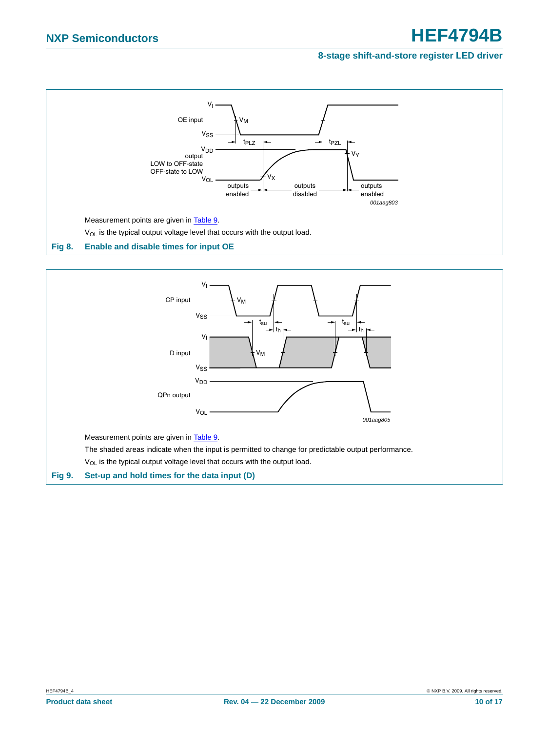$V_I$

OE input

$V_M$

$V_{SS}$

$t_{PLZ}$

$t_{PZL}$

$V_{DD}$

output

LOW to OFF-state

OFF-state to LOW

$V_Y$

$V_X$

$V_{OL}$

outputs enabled

outputs disabled

outputs enabled

001aag803

Measurement points are given in Table 9.

$V_{OL}$ is the typical output voltage level that occurs with the output load.

**Fig 8. Enable and disable times for input OE**

$V_I$

CP input

$V_M$

$V_{SS}$

$t_{su}$

$t_h$

$t_{su}$

$t_h$

$V_I$

D input

$V_M$

$V_{SS}$

$V_{DD}$

QPn output

$V_{OL}$

001aag805

Measurement points are given in Table 9.

The shaded areas indicate when the input is permitted to change for predictable output performance.

$V_{OL}$ is the typical output voltage level that occurs with the output load.

**Fig 9. Set-up and hold times for the data input (D)**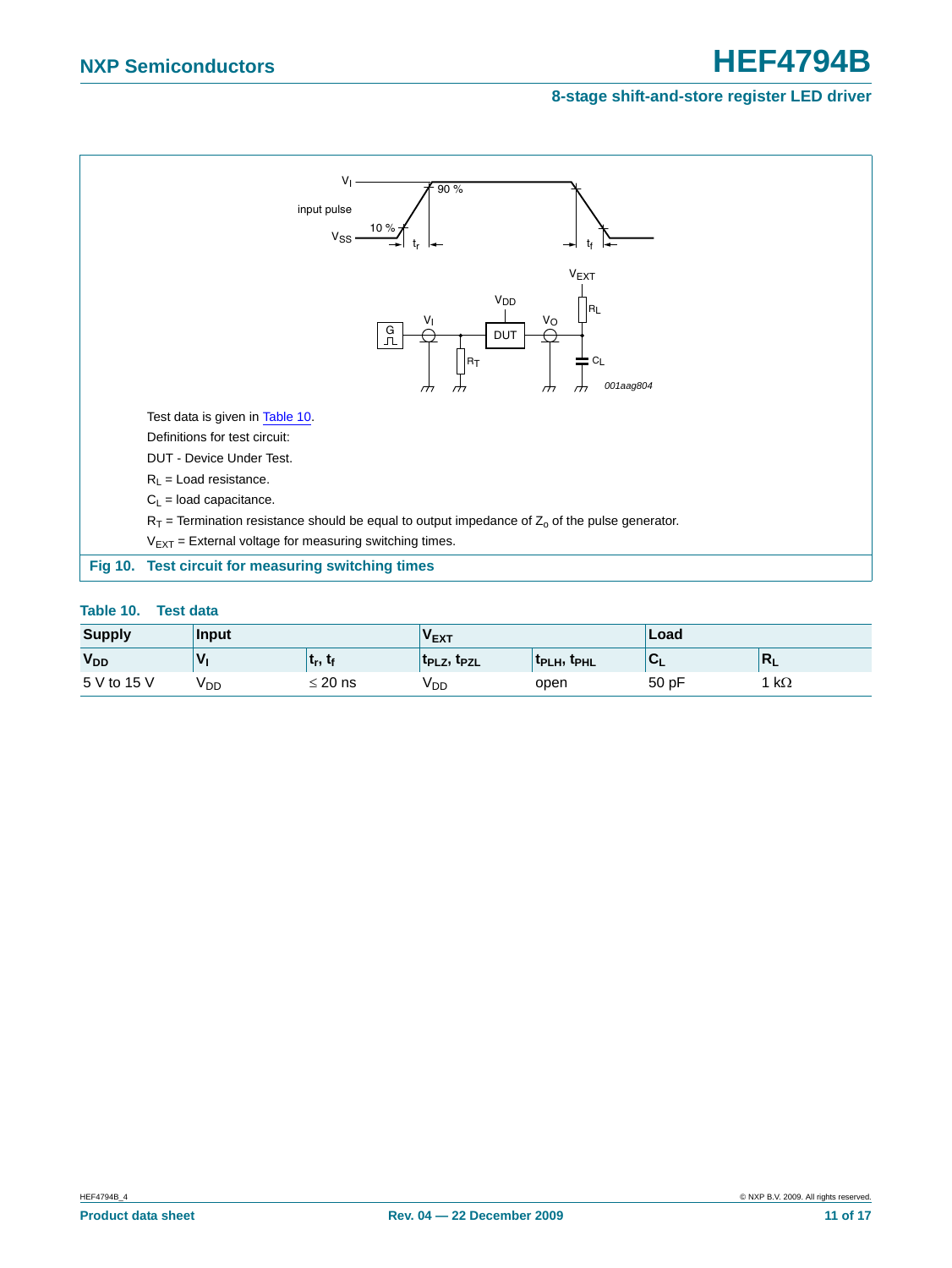$V_I$

90 %

input pulse

10 %

$V_{SS}$

$t_r$

$t_f$

$V_{EXT}$

$V_{DD}$

$R_L$

G

$V_I$

$V_O$

DUT

$R_T$

$C_L$

001aag804

Test data is given in Table 10.

Definitions for test circuit:

DUT - Device Under Test.

$R_L$ = Load resistance.

$C_L$ = load capacitance.

$R_T$ = Termination resistance should be equal to output impedance of $Z_o$ of the pulse generator.

$V_{EXT}$ = External voltage for measuring switching times.

**Fig 10. Test circuit for measuring switching times**

**Table 10. Test data**

| Supply | Input | | $V_{EXT}$ | | Load | |
|---|---|---|---|---|---|---|
| $V_{DD}$ | $V_I$ | $t_r$, $t_f$ | $t_{PLZ}$, $t_{PZL}$ | $t_{PLH}$, $t_{PHL}$ | $C_L$ | $R_L$ |
| 5 V to 15 V | $V_{DD}$ | ≤ 20 ns | $V_{DD}$ | open | 50 pF | 1 kΩ |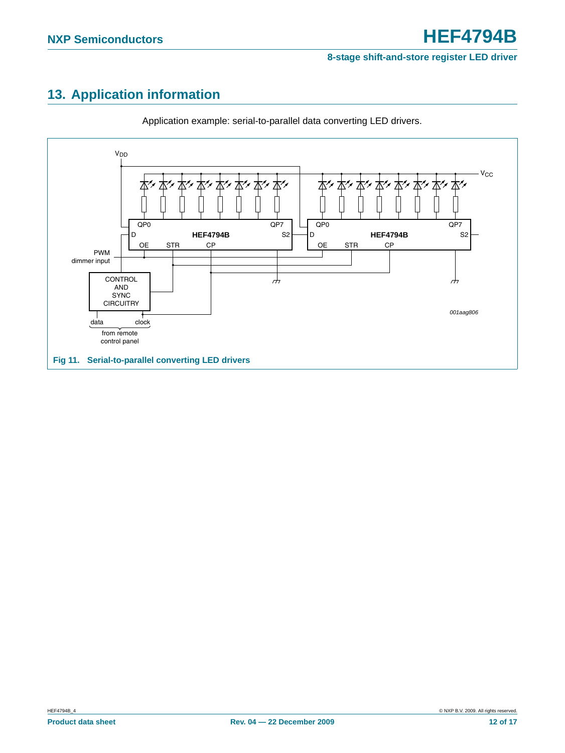## 13. Application information

Application example: serial-to-parallel data converting LED drivers.

$V_{DD}$

$V_{CC}$

QP0

QP7

D

HEF4794B

S2

OE

STR

CP

QP0

QP7

D

HEF4794B

S2

OE

STR

CP

PWM
dimmer input

CONTROL
AND
SYNC
CIRCUITRY

data

clock

from remote
control panel

001aag806

**Fig 11. Serial-to-parallel converting LED drivers**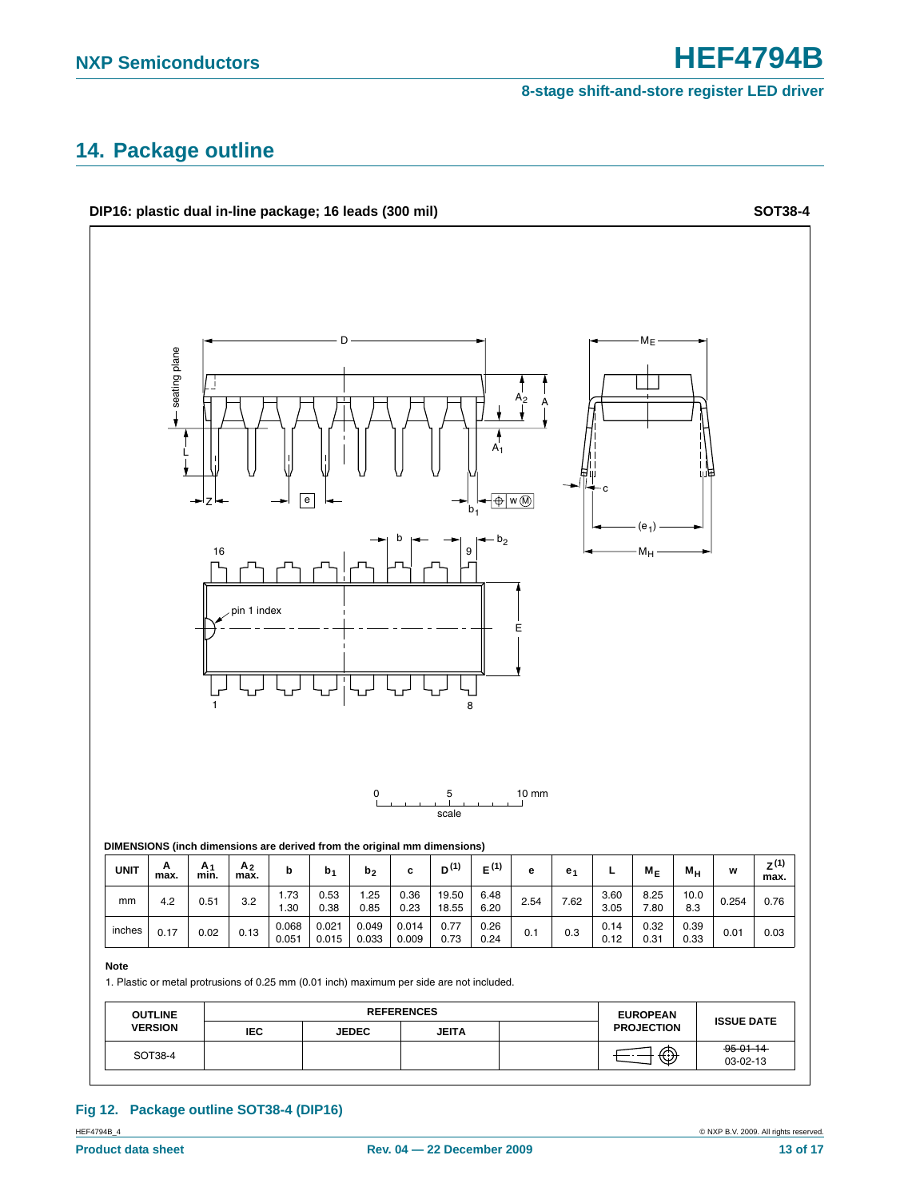# 14. Package outline

**DIP16: plastic dual in-line package; 16 leads (300 mil)** **SOT38-4**

D

seating plane

$A_2$ A

$A_1$

L

Z e $b_1$ w M

c

$M_E$

$(e_1)$

$M_H$

b $b_2$

16 9

pin 1 index

E

1 8

0 5 10 mm

scale

**DIMENSIONS (inch dimensions are derived from the original mm dimensions)**

| UNIT | A max. | $A_1$ min. | $A_2$ max. | b | $b_1$ | $b_2$ | c | D (1) | E (1) | e | $e_1$ | L | $M_E$ | $M_H$ | w | Z (1) max. |
|---|---|---|---|---|---|---|---|---|---|---|---|---|---|---|---|---|
| mm | 4.2 | 0.51 | 3.2 | 1.73<br>1.30 | 0.53<br>0.38 | 1.25<br>0.85 | 0.36<br>0.23 | 19.50<br>18.55 | 6.48<br>6.20 | 2.54 | 7.62 | 3.60<br>3.05 | 8.25<br>7.80 | 10.0<br>8.3 | 0.254 | 0.76 |
| inches | 0.17 | 0.02 | 0.13 | 0.068<br>0.051 | 0.021<br>0.015 | 0.049<br>0.033 | 0.014<br>0.009 | 0.77<br>0.73 | 0.26<br>0.24 | 0.1 | 0.3 | 0.14<br>0.12 | 0.32<br>0.31 | 0.39<br>0.33 | 0.01 | 0.03 |

**Note**

1. Plastic or metal protrusions of 0.25 mm (0.01 inch) maximum per side are not included.

| OUTLINE VERSION | REFERENCES | | | | EUROPEAN PROJECTION | ISSUE DATE |
|---|---|---|---|---|---|---|
| | IEC | JEDEC | JEITA | | | |
| SOT38-4 | | | | | | ~~95-01-14~~<br>03-02-13 |

**Fig 12. Package outline SOT38-4 (DIP16)**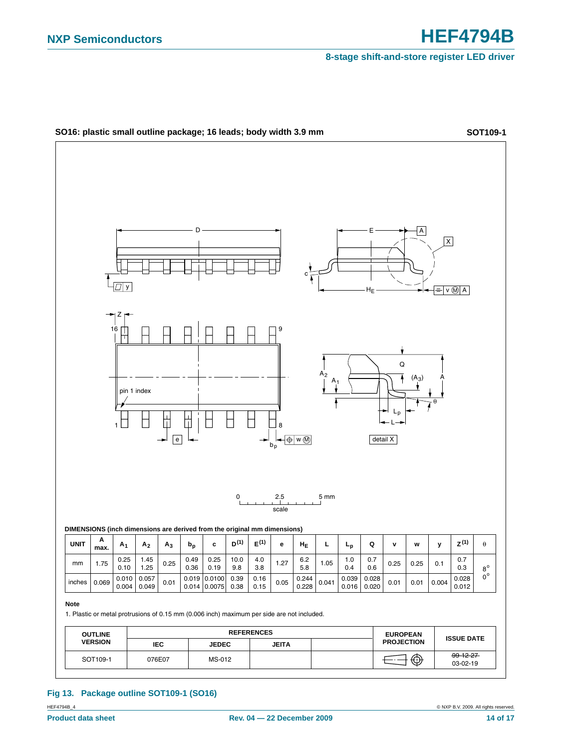## SO16: plastic small outline package; 16 leads; body width 3.9 mm

**SOT109-1**

D

E

A

X

c

y

$H_E$

v M A

Z

16

9

pin 1 index

1

8

e

w M

$b_p$

Q

$A_2$

$A_1$

$(A_3)$

A

$\theta$

$L_p$

L

detail X

0 2.5 5 mm

scale

**DIMENSIONS (inch dimensions are derived from the original mm dimensions)**

| UNIT | A max. | $A_1$ | $A_2$ | $A_3$ | $b_p$ | c | $D^{(1)}$ | $E^{(1)}$ | e | $H_E$ | L | $L_p$ | Q | v | w | y | $Z^{(1)}$ | $\theta$ |
|---|---|---|---|---|---|---|---|---|---|---|---|---|---|---|---|---|---|---|
| mm | 1.75 | 0.25<br>0.10 | 1.45<br>1.25 | 0.25 | 0.49<br>0.36 | 0.25<br>0.19 | 10.0<br>9.8 | 4.0<br>3.8 | 1.27 | 6.2<br>5.8 | 1.05 | 1.0<br>0.4 | 0.7<br>0.6 | 0.25 | 0.25 | 0.1 | 0.7<br>0.3 | 8°<br>0° |
| inches | 0.069 | 0.010<br>0.004 | 0.057<br>0.049 | 0.01 | 0.019<br>0.014 | 0.0100<br>0.0075 | 0.39<br>0.38 | 0.16<br>0.15 | 0.05 | 0.244<br>0.228 | 0.041 | 0.039<br>0.016 | 0.028<br>0.020 | 0.01 | 0.01 | 0.004 | 0.028<br>0.012 | |

**Note**

1. Plastic or metal protrusions of 0.15 mm (0.006 inch) maximum per side are not included.

| OUTLINE VERSION | REFERENCES | | | | EUROPEAN PROJECTION | ISSUE DATE |
|---|---|---|---|---|---|---|
| | IEC | JEDEC | JEITA | | | |
| SOT109-1 | 076E07 | MS-012 | | | | ~~99-12-27~~<br>03-02-19 |

**Fig 13. Package outline SOT109-1 (SO16)**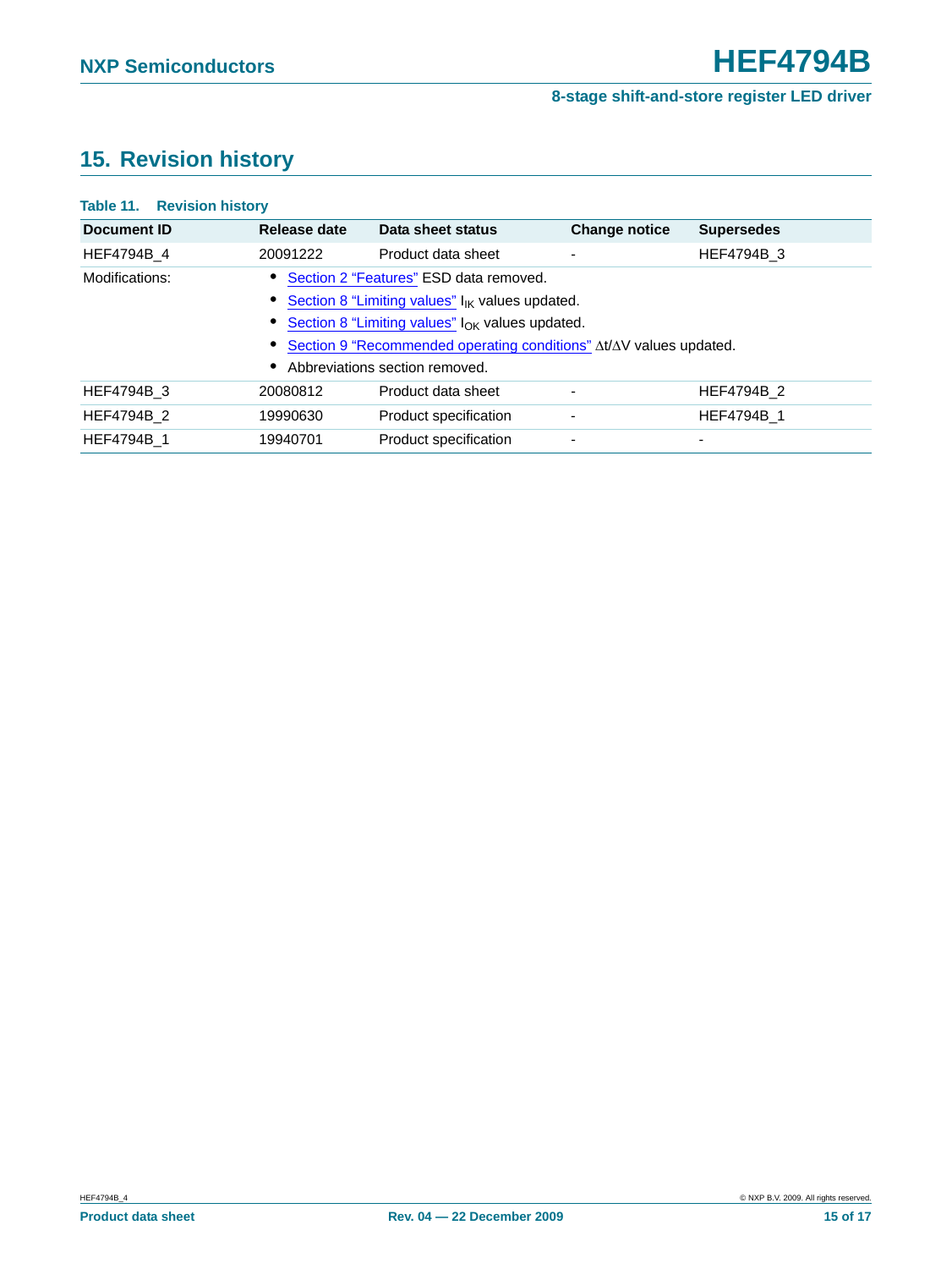## 15. Revision history

**Table 11. Revision history**

| Document ID | Release date | Data sheet status | Change notice | Supersedes |
|---|---|---|---|---|
| HEF4794B_4 | 20091222 | Product data sheet | - | HEF4794B_3 |
| Modifications: | • Section 2 "Features" ESD data removed.<br>• Section 8 "Limiting values" $I_{IK}$ values updated.<br>• Section 8 "Limiting values" $I_{OK}$ values updated.<br>• Section 9 "Recommended operating conditions" $\Delta t/\Delta V$ values updated.<br>• Abbreviations section removed. | | | |
| HEF4794B_3 | 20080812 | Product data sheet | - | HEF4794B_2 |
| HEF4794B_2 | 19990630 | Product specification | - | HEF4794B_1 |
| HEF4794B_1 | 19940701 | Product specification | - | - |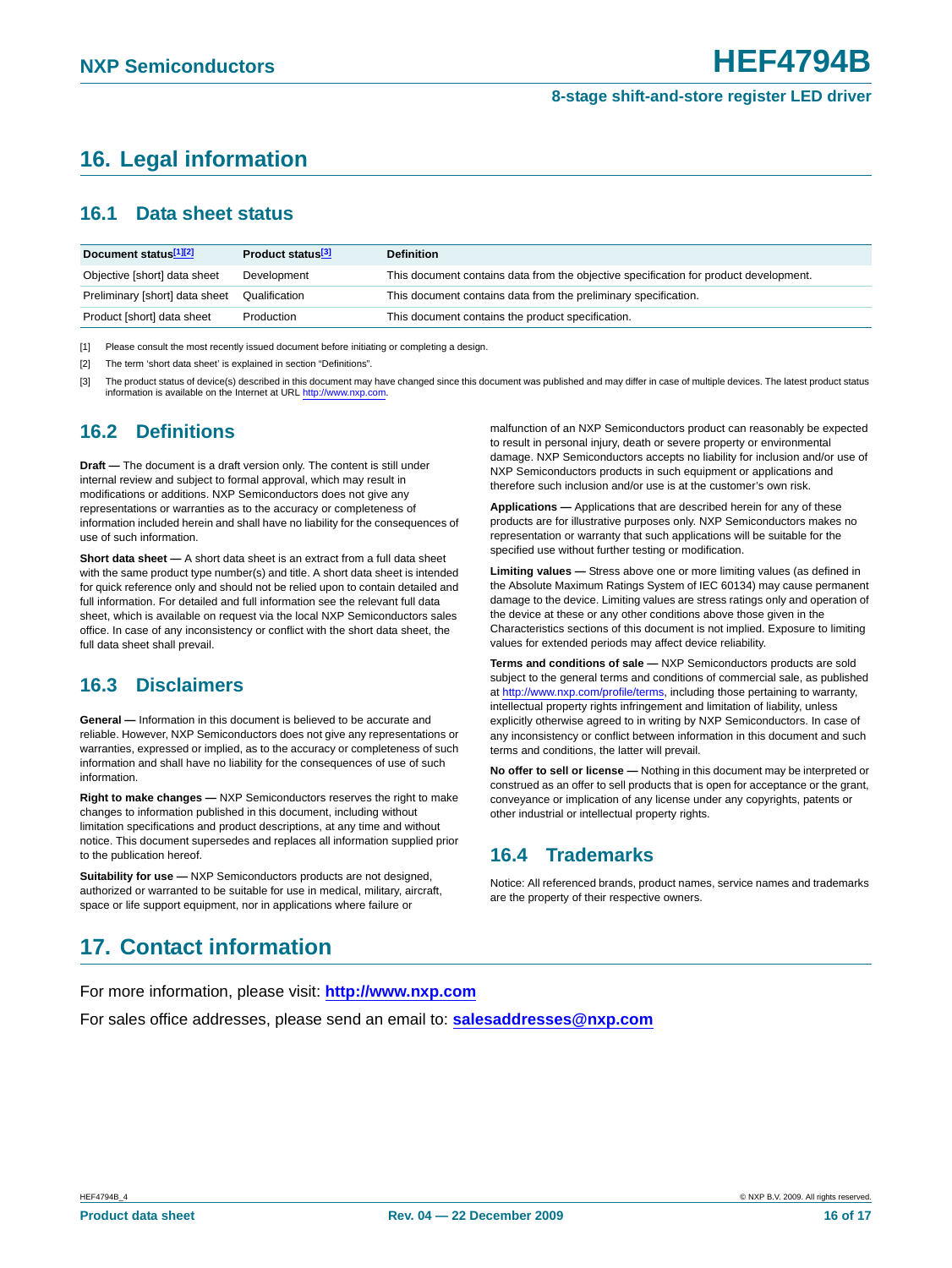# 16. Legal information

## 16.1 Data sheet status

| Document status[1][2] | Product status[3] | Definition |
|---|---|---|
| Objective [short] data sheet | Development | This document contains data from the objective specification for product development. |
| Preliminary [short] data sheet | Qualification | This document contains data from the preliminary specification. |
| Product [short] data sheet | Production | This document contains the product specification. |

[1] Please consult the most recently issued document before initiating or completing a design.

[2] The term 'short data sheet' is explained in section "Definitions".

[3] The product status of device(s) described in this document may have changed since this document was published and may differ in case of multiple devices. The latest product status information is available on the Internet at URL http://www.nxp.com.

## 16.2 Definitions

**Draft —** The document is a draft version only. The content is still under internal review and subject to formal approval, which may result in modifications or additions. NXP Semiconductors does not give any representations or warranties as to the accuracy or completeness of information included herein and shall have no liability for the consequences of use of such information.

**Short data sheet —** A short data sheet is an extract from a full data sheet with the same product type number(s) and title. A short data sheet is intended for quick reference only and should not be relied upon to contain detailed and full information. For detailed and full information see the relevant full data sheet, which is available on request via the local NXP Semiconductors sales office. In case of any inconsistency or conflict with the short data sheet, the full data sheet shall prevail.

## 16.3 Disclaimers

**General —** Information in this document is believed to be accurate and reliable. However, NXP Semiconductors does not give any representations or warranties, expressed or implied, as to the accuracy or completeness of such information and shall have no liability for the consequences of use of such information.

**Right to make changes —** NXP Semiconductors reserves the right to make changes to information published in this document, including without limitation specifications and product descriptions, at any time and without notice. This document supersedes and replaces all information supplied prior to the publication hereof.

**Suitability for use —** NXP Semiconductors products are not designed, authorized or warranted to be suitable for use in medical, military, aircraft, space or life support equipment, nor in applications where failure or malfunction of an NXP Semiconductors product can reasonably be expected to result in personal injury, death or severe property or environmental damage. NXP Semiconductors accepts no liability for inclusion and/or use of NXP Semiconductors products in such equipment or applications and therefore such inclusion and/or use is at the customer's own risk.

**Applications —** Applications that are described herein for any of these products are for illustrative purposes only. NXP Semiconductors makes no representation or warranty that such applications will be suitable for the specified use without further testing or modification.

**Limiting values —** Stress above one or more limiting values (as defined in the Absolute Maximum Ratings System of IEC 60134) may cause permanent damage to the device. Limiting values are stress ratings only and operation of the device at these or any other conditions above those given in the Characteristics sections of this document is not implied. Exposure to limiting values for extended periods may affect device reliability.

**Terms and conditions of sale —** NXP Semiconductors products are sold subject to the general terms and conditions of commercial sale, as published at http://www.nxp.com/profile/terms, including those pertaining to warranty, intellectual property rights infringement and limitation of liability, unless explicitly otherwise agreed to in writing by NXP Semiconductors. In case of any inconsistency or conflict between information in this document and such terms and conditions, the latter will prevail.

**No offer to sell or license —** Nothing in this document may be interpreted or construed as an offer to sell products that is open for acceptance or the grant, conveyance or implication of any license under any copyrights, patents or other industrial or intellectual property rights.

## 16.4 Trademarks

Notice: All referenced brands, product names, service names and trademarks are the property of their respective owners.

# 17. Contact information

For more information, please visit: **http://www.nxp.com**

For sales office addresses, please send an email to: **salesaddresses@nxp.com**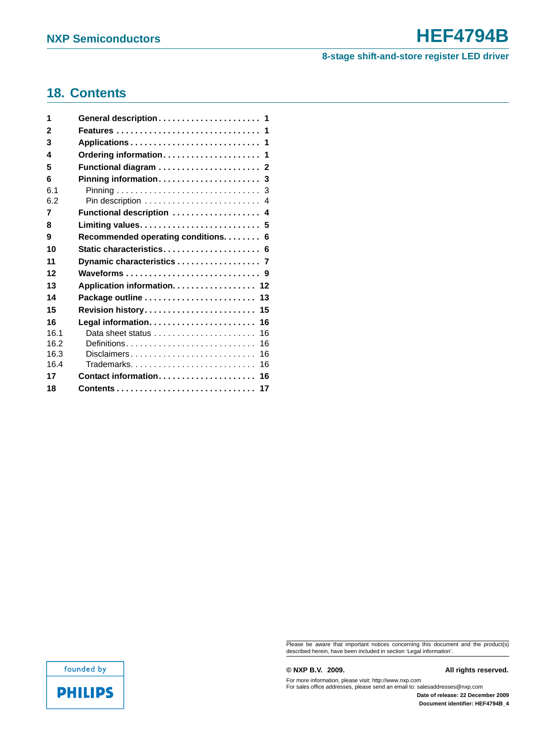## 18. Contents

| | | |
|---|---|---|
| **1** | **General description** | **1** |
| **2** | **Features** | **1** |
| **3** | **Applications** | **1** |
| **4** | **Ordering information** | **1** |
| **5** | **Functional diagram** | **2** |
| **6** | **Pinning information** | **3** |
| 6.1 | Pinning | 3 |
| 6.2 | Pin description | 4 |
| **7** | **Functional description** | **4** |
| **8** | **Limiting values** | **5** |
| **9** | **Recommended operating conditions** | **6** |
| **10** | **Static characteristics** | **6** |
| **11** | **Dynamic characteristics** | **7** |
| **12** | **Waveforms** | **9** |
| **13** | **Application information** | **12** |
| **14** | **Package outline** | **13** |
| **15** | **Revision history** | **15** |
| **16** | **Legal information** | **16** |
| 16.1 | Data sheet status | 16 |
| 16.2 | Definitions | 16 |
| 16.3 | Disclaimers | 16 |
| 16.4 | Trademarks | 16 |
| **17** | **Contact information** | **16** |
| **18** | **Contents** | **17** |

Please be aware that important notices concerning this document and the product(s) described herein, have been included in section 'Legal information'.

**© NXP B.V. 2009.** **All rights reserved.**

For more information, please visit: http://www.nxp.com
For sales office addresses, please send an email to: salesaddresses@nxp.com

**Date of release: 22 December 2009**
**Document identifier: HEF4794B_4**

founded by PHILIPS